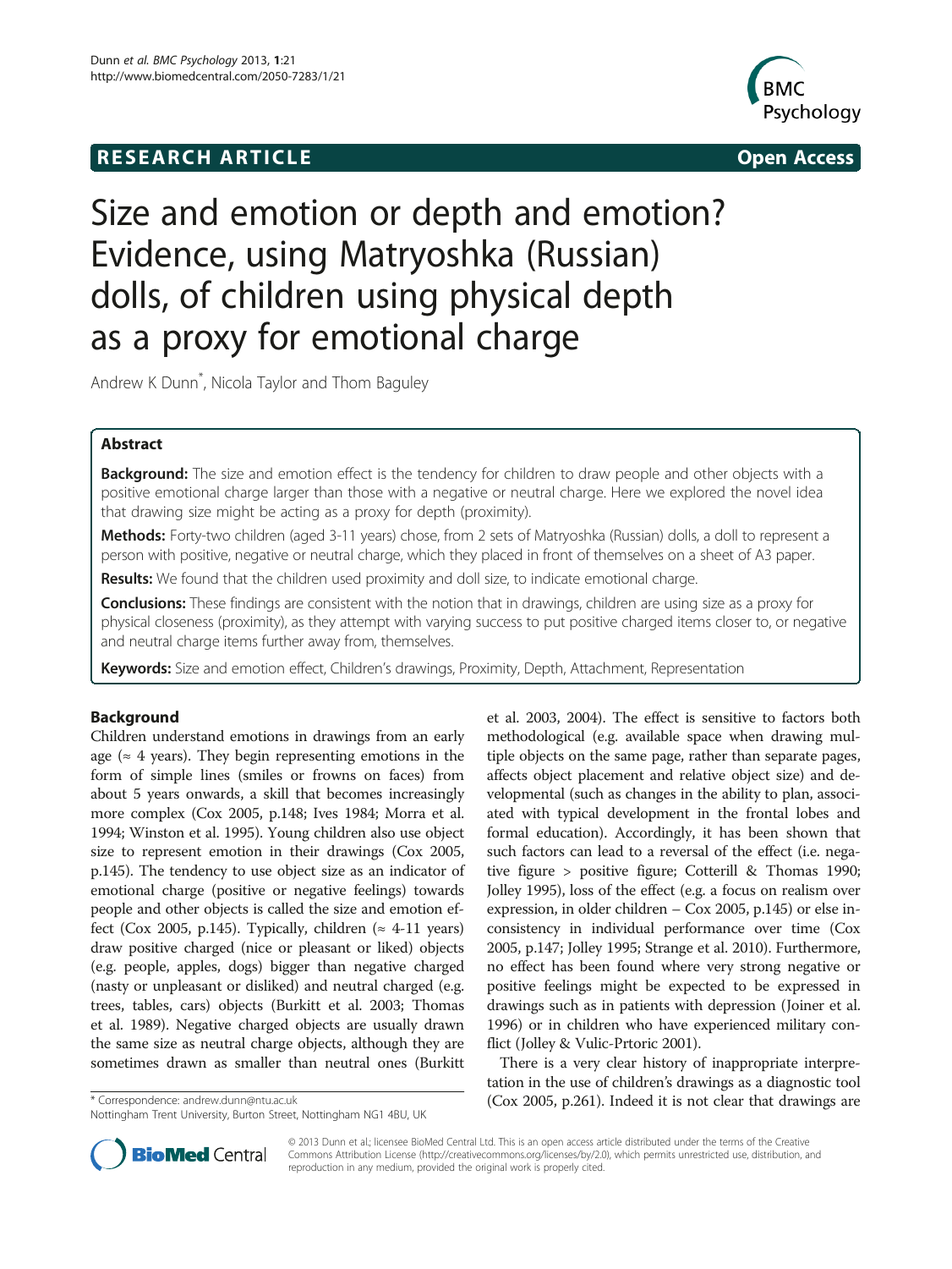RESEARCH ARTICLE

Open Access

# Size and emotion or depth and emotion? Evidence, using Matryoshka (Russian) dolls, of children using physical depth as a proxy for emotional charge

Andrew K Dunn*, Nicola Taylor and Thom Baguley

## Abstract

**Background:** The size and emotion effect is the tendency for children to draw people and other objects with a positive emotional charge larger than those with a negative or neutral charge. Here we explored the novel idea that drawing size might be acting as a proxy for depth (proximity).

**Methods:** Forty-two children (aged 3-11 years) chose, from 2 sets of Matryoshka (Russian) dolls, a doll to represent a person with positive, negative or neutral charge, which they placed in front of themselves on a sheet of A3 paper.

**Results:** We found that the children used proximity and doll size, to indicate emotional charge.

**Conclusions:** These findings are consistent with the notion that in drawings, children are using size as a proxy for physical closeness (proximity), as they attempt with varying success to put positive charged items closer to, or negative and neutral charge items further away from, themselves.

**Keywords:** Size and emotion effect, Children's drawings, Proximity, Depth, Attachment, Representation

## Background

Children understand emotions in drawings from an early age (≈ 4 years). They begin representing emotions in the form of simple lines (smiles or frowns on faces) from about 5 years onwards, a skill that becomes increasingly more complex (Cox 2005, p.148; Ives 1984; Morra et al. 1994; Winston et al. 1995). Young children also use object size to represent emotion in their drawings (Cox 2005, p.145). The tendency to use object size as an indicator of emotional charge (positive or negative feelings) towards people and other objects is called the size and emotion effect (Cox 2005, p.145). Typically, children (≈ 4-11 years) draw positive charged (nice or pleasant or liked) objects (e.g. people, apples, dogs) bigger than negative charged (nasty or unpleasant or disliked) and neutral charged (e.g. trees, tables, cars) objects (Burkitt et al. 2003; Thomas et al. 1989). Negative charged objects are usually drawn the same size as neutral charge objects, although they are sometimes drawn as smaller than neutral ones (Burkitt et al. 2003, 2004). The effect is sensitive to factors both methodological (e.g. available space when drawing multiple objects on the same page, rather than separate pages, affects object placement and relative object size) and developmental (such as changes in the ability to plan, associated with typical development in the frontal lobes and formal education). Accordingly, it has been shown that such factors can lead to a reversal of the effect (i.e. negative figure > positive figure; Cotterill & Thomas 1990; Jolley 1995), loss of the effect (e.g. a focus on realism over expression, in older children – Cox 2005, p.145) or else inconsistency in individual performance over time (Cox 2005, p.147; Jolley 1995; Strange et al. 2010). Furthermore, no effect has been found where very strong negative or positive feelings might be expected to be expressed in drawings such as in patients with depression (Joiner et al. 1996) or in children who have experienced military conflict (Jolley & Vulic-Prtoric 2001).

There is a very clear history of inappropriate interpretation in the use of children's drawings as a diagnostic tool (Cox 2005, p.261). Indeed it is not clear that drawings are

* Correspondence: andrew.dunn@ntu.ac.uk
Nottingham Trent University, Burton Street, Nottingham NG1 4BU, UK

© 2013 Dunn et al.; licensee BioMed Central Ltd. This is an open access article distributed under the terms of the Creative Commons Attribution License (http://creativecommons.org/licenses/by/2.0), which permits unrestricted use, distribution, and reproduction in any medium, provided the original work is properly cited.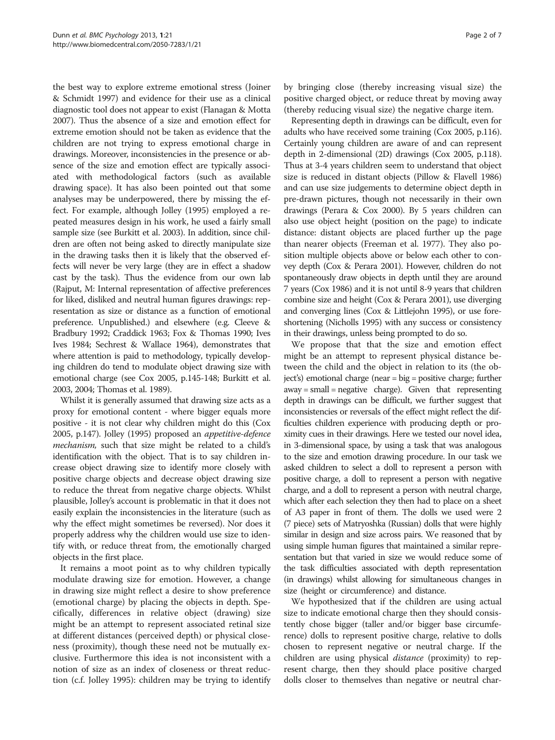the best way to explore extreme emotional stress (Joiner & Schmidt 1997) and evidence for their use as a clinical diagnostic tool does not appear to exist (Flanagan & Motta 2007). Thus the absence of a size and emotion effect for extreme emotion should not be taken as evidence that the children are not trying to express emotional charge in drawings. Moreover, inconsistencies in the presence or absence of the size and emotion effect are typically associated with methodological factors (such as available drawing space). It has also been pointed out that some analyses may be underpowered, there by missing the effect. For example, although Jolley (1995) employed a repeated measures design in his work, he used a fairly small sample size (see Burkitt et al. 2003). In addition, since children are often not being asked to directly manipulate size in the drawing tasks then it is likely that the observed effects will never be very large (they are in effect a shadow cast by the task). Thus the evidence from our own lab (Rajput, M: Internal representation of affective preferences for liked, disliked and neutral human figures drawings: representation as size or distance as a function of emotional preference. Unpublished.) and elsewhere (e.g. Cleeve & Bradbury 1992; Craddick 1963; Fox & Thomas 1990; Ives Ives 1984; Sechrest & Wallace 1964), demonstrates that where attention is paid to methodology, typically developing children do tend to modulate object drawing size with emotional charge (see Cox 2005, p.145-148; Burkitt et al. 2003, 2004; Thomas et al. 1989).

Whilst it is generally assumed that drawing size acts as a proxy for emotional content - where bigger equals more positive - it is not clear why children might do this (Cox 2005, p.147). Jolley (1995) proposed an *appetitive-defence mechanism,* such that size might be related to a child's identification with the object. That is to say children increase object drawing size to identify more closely with positive charge objects and decrease object drawing size to reduce the threat from negative charge objects. Whilst plausible, Jolley's account is problematic in that it does not easily explain the inconsistencies in the literature (such as why the effect might sometimes be reversed). Nor does it properly address why the children would use size to identify with, or reduce threat from, the emotionally charged objects in the first place.

It remains a moot point as to why children typically modulate drawing size for emotion. However, a change in drawing size might reflect a desire to show preference (emotional charge) by placing the objects in depth. Specifically, differences in relative object (drawing) size might be an attempt to represent associated retinal size at different distances (perceived depth) or physical closeness (proximity), though these need not be mutually exclusive. Furthermore this idea is not inconsistent with a notion of size as an index of closeness or threat reduction (c.f. Jolley 1995): children may be trying to identify by bringing close (thereby increasing visual size) the positive charged object, or reduce threat by moving away (thereby reducing visual size) the negative charge item.

Representing depth in drawings can be difficult, even for adults who have received some training (Cox 2005, p.116). Certainly young children are aware of and can represent depth in 2-dimensional (2D) drawings (Cox 2005, p.118). Thus at 3-4 years children seem to understand that object size is reduced in distant objects (Pillow & Flavell 1986) and can use size judgements to determine object depth in pre-drawn pictures, though not necessarily in their own drawings (Perara & Cox 2000). By 5 years children can also use object height (position on the page) to indicate distance: distant objects are placed further up the page than nearer objects (Freeman et al. 1977). They also position multiple objects above or below each other to convey depth (Cox & Perara 2001). However, children do not spontaneously draw objects in depth until they are around 7 years (Cox 1986) and it is not until 8-9 years that children combine size and height (Cox & Perara 2001), use diverging and converging lines (Cox & Littlejohn 1995), or use foreshortening (Nicholls 1995) with any success or consistency in their drawings, unless being prompted to do so.

We propose that that the size and emotion effect might be an attempt to represent physical distance between the child and the object in relation to its (the object's) emotional charge (near = big = positive charge; further away = small = negative charge). Given that representing depth in drawings can be difficult, we further suggest that inconsistencies or reversals of the effect might reflect the difficulties children experience with producing depth or proximity cues in their drawings. Here we tested our novel idea, in 3-dimensional space, by using a task that was analogous to the size and emotion drawing procedure. In our task we asked children to select a doll to represent a person with positive charge, a doll to represent a person with negative charge, and a doll to represent a person with neutral charge, which after each selection they then had to place on a sheet of A3 paper in front of them. The dolls we used were 2 (7 piece) sets of Matryoshka (Russian) dolls that were highly similar in design and size across pairs. We reasoned that by using simple human figures that maintained a similar representation but that varied in size we would reduce some of the task difficulties associated with depth representation (in drawings) whilst allowing for simultaneous changes in size (height or circumference) and distance.

We hypothesized that if the children are using actual size to indicate emotional charge then they should consistently chose bigger (taller and/or bigger base circumference) dolls to represent positive charge, relative to dolls chosen to represent negative or neutral charge. If the children are using physical *distance* (proximity) to represent charge, then they should place positive charged dolls closer to themselves than negative or neutral char-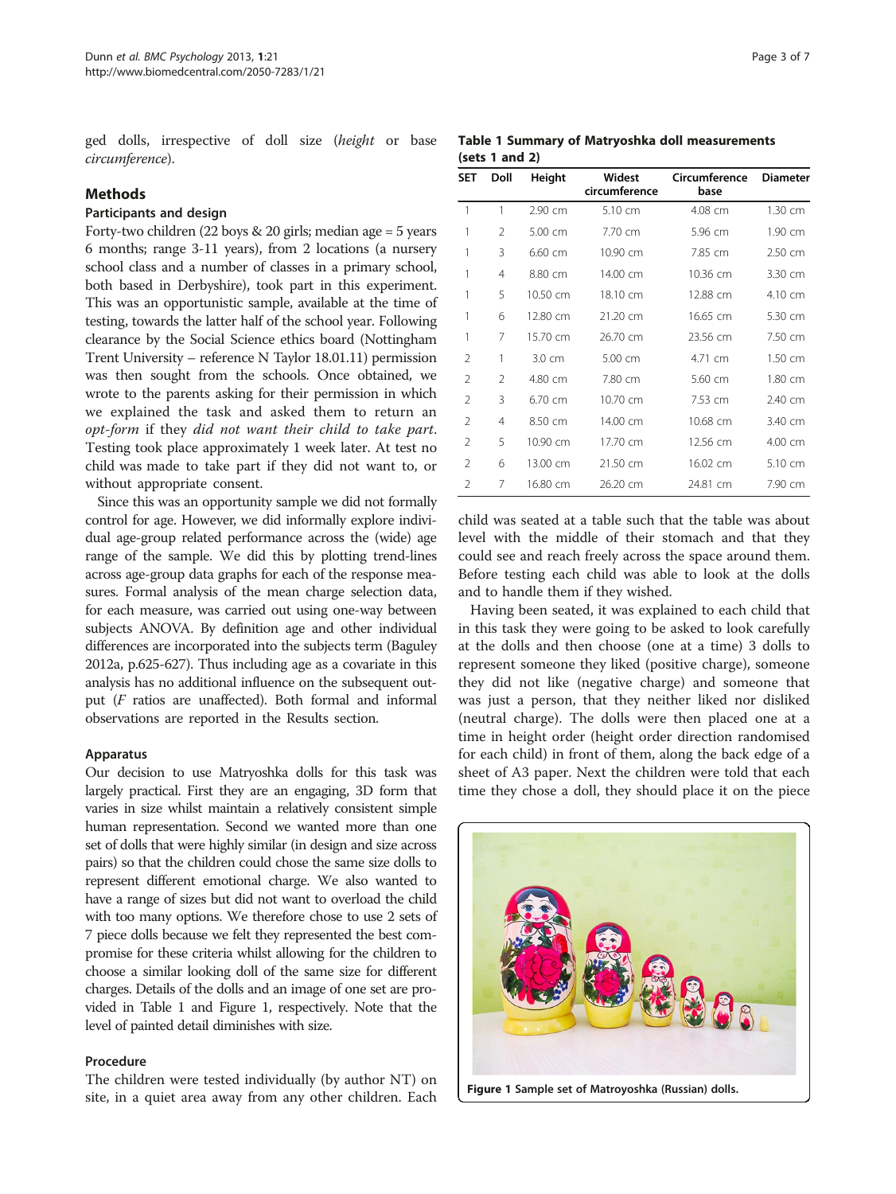ged dolls, irrespective of doll size (*height* or base *circumference*).

## Methods

### Participants and design

Forty-two children (22 boys & 20 girls; median age = 5 years 6 months; range 3-11 years), from 2 locations (a nursery school class and a number of classes in a primary school, both based in Derbyshire), took part in this experiment. This was an opportunistic sample, available at the time of testing, towards the latter half of the school year. Following clearance by the Social Science ethics board (Nottingham Trent University – reference N Taylor 18.01.11) permission was then sought from the schools. Once obtained, we wrote to the parents asking for their permission in which we explained the task and asked them to return an *opt-form* if they *did not want their child to take part*. Testing took place approximately 1 week later. At test no child was made to take part if they did not want to, or without appropriate consent.

Since this was an opportunity sample we did not formally control for age. However, we did informally explore individual age-group related performance across the (wide) age range of the sample. We did this by plotting trend-lines across age-group data graphs for each of the response measures. Formal analysis of the mean charge selection data, for each measure, was carried out using one-way between subjects ANOVA. By definition age and other individual differences are incorporated into the subjects term (Baguley 2012a, p.625-627). Thus including age as a covariate in this analysis has no additional influence on the subsequent output ($F$ ratios are unaffected). Both formal and informal observations are reported in the Results section.

### Apparatus

Our decision to use Matryoshka dolls for this task was largely practical. First they are an engaging, 3D form that varies in size whilst maintain a relatively consistent simple human representation. Second we wanted more than one set of dolls that were highly similar (in design and size across pairs) so that the children could chose the same size dolls to represent different emotional charge. We also wanted to have a range of sizes but did not want to overload the child with too many options. We therefore chose to use 2 sets of 7 piece dolls because we felt they represented the best compromise for these criteria whilst allowing for the children to choose a similar looking doll of the same size for different charges. Details of the dolls and an image of one set are provided in Table 1 and Figure 1, respectively. Note that the level of painted detail diminishes with size.

### Procedure

The children were tested individually (by author NT) on site, in a quiet area away from any other children. Each

**Table 1 Summary of Matryoshka doll measurements (sets 1 and 2)**

| SET | Doll | Height | Widest circumference | Circumference base | Diameter |
|---|---|---|---|---|---|
| 1 | 1 | 2.90 cm | 5.10 cm | 4.08 cm | 1.30 cm |
| 1 | 2 | 5.00 cm | 7.70 cm | 5.96 cm | 1.90 cm |
| 1 | 3 | 6.60 cm | 10.90 cm | 7.85 cm | 2.50 cm |
| 1 | 4 | 8.80 cm | 14.00 cm | 10.36 cm | 3.30 cm |
| 1 | 5 | 10.50 cm | 18.10 cm | 12.88 cm | 4.10 cm |
| 1 | 6 | 12.80 cm | 21.20 cm | 16.65 cm | 5.30 cm |
| 1 | 7 | 15.70 cm | 26.70 cm | 23.56 cm | 7.50 cm |
| 2 | 1 | 3.0 cm | 5.00 cm | 4.71 cm | 1.50 cm |
| 2 | 2 | 4.80 cm | 7.80 cm | 5.60 cm | 1.80 cm |
| 2 | 3 | 6.70 cm | 10.70 cm | 7.53 cm | 2.40 cm |
| 2 | 4 | 8.50 cm | 14.00 cm | 10.68 cm | 3.40 cm |
| 2 | 5 | 10.90 cm | 17.70 cm | 12.56 cm | 4.00 cm |
| 2 | 6 | 13.00 cm | 21.50 cm | 16.02 cm | 5.10 cm |
| 2 | 7 | 16.80 cm | 26.20 cm | 24.81 cm | 7.90 cm |

child was seated at a table such that the table was about level with the middle of their stomach and that they could see and reach freely across the space around them. Before testing each child was able to look at the dolls and to handle them if they wished.

Having been seated, it was explained to each child that in this task they were going to be asked to look carefully at the dolls and then choose (one at a time) 3 dolls to represent someone they liked (positive charge), someone they did not like (negative charge) and someone that was just a person, that they neither liked nor disliked (neutral charge). The dolls were then placed one at a time in height order (height order direction randomised for each child) in front of them, along the back edge of a sheet of A3 paper. Next the children were told that each time they chose a doll, they should place it on the piece

**Figure 1** Sample set of Matroyoshka (Russian) dolls.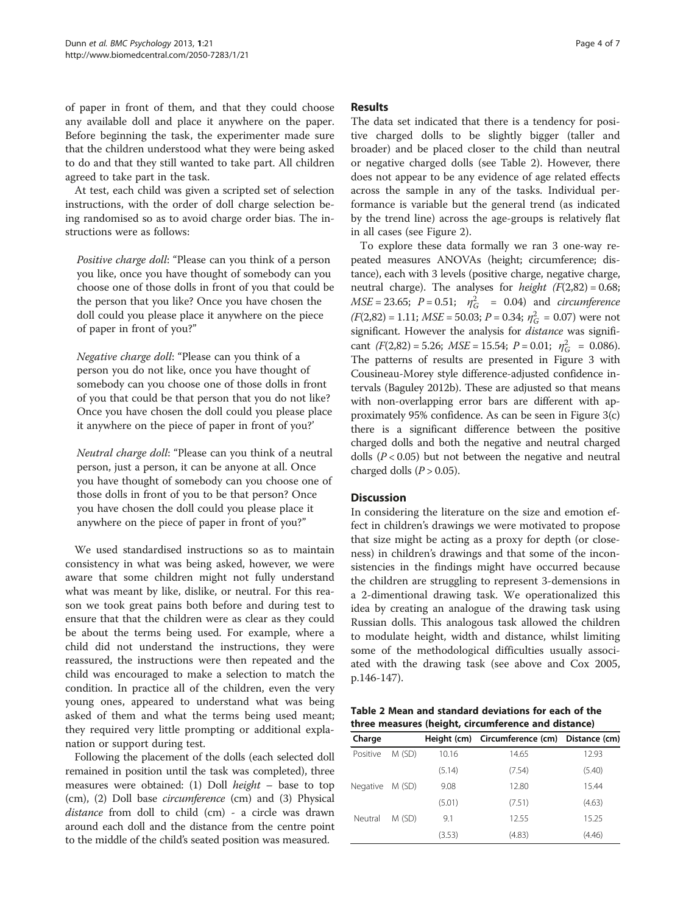of paper in front of them, and that they could choose any available doll and place it anywhere on the paper. Before beginning the task, the experimenter made sure that the children understood what they were being asked to do and that they still wanted to take part. All children agreed to take part in the task.

At test, each child was given a scripted set of selection instructions, with the order of doll charge selection being randomised so as to avoid charge order bias. The instructions were as follows:

> *Positive charge doll*: "Please can you think of a person you like, once you have thought of somebody can you choose one of those dolls in front of you that could be the person that you like? Once you have chosen the doll could you please place it anywhere on the piece of paper in front of you?"
>
> *Negative charge doll*: "Please can you think of a person you do not like, once you have thought of somebody can you choose one of those dolls in front of you that could be that person that you do not like? Once you have chosen the doll could you please place it anywhere on the piece of paper in front of you?'
>
> *Neutral charge doll*: "Please can you think of a neutral person, just a person, it can be anyone at all. Once you have thought of somebody can you choose one of those dolls in front of you to be that person? Once you have chosen the doll could you please place it anywhere on the piece of paper in front of you?"

We used standardised instructions so as to maintain consistency in what was being asked, however, we were aware that some children might not fully understand what was meant by like, dislike, or neutral. For this reason we took great pains both before and during test to ensure that that the children were as clear as they could be about the terms being used. For example, where a child did not understand the instructions, they were reassured, the instructions were then repeated and the child was encouraged to make a selection to match the condition. In practice all of the children, even the very young ones, appeared to understand what was being asked of them and what the terms being used meant; they required very little prompting or additional explanation or support during test.

Following the placement of the dolls (each selected doll remained in position until the task was completed), three measures were obtained: (1) Doll *height* – base to top (cm), (2) Doll base *circumference* (cm) and (3) Physical *distance* from doll to child (cm) - a circle was drawn around each doll and the distance from the centre point to the middle of the child's seated position was measured.

## Results

The data set indicated that there is a tendency for positive charged dolls to be slightly bigger (taller and broader) and be placed closer to the child than neutral or negative charged dolls (see Table 2). However, there does not appear to be any evidence of age related effects across the sample in any of the tasks. Individual performance is variable but the general trend (as indicated by the trend line) across the age-groups is relatively flat in all cases (see Figure 2).

To explore these data formally we ran 3 one-way repeated measures ANOVAs (height; circumference; distance), each with 3 levels (positive charge, negative charge, neutral charge). The analyses for *height* ($F(2,82) = 0.68$; $MSE = 23.65$; $P = 0.51$; $\eta^2_G = 0.04$) and *circumference* ($F(2,82) = 1.11$; $MSE = 50.03$; $P = 0.34$; $\eta^2_G = 0.07$) were not significant. However the analysis for *distance* was significant ($F(2,82) = 5.26$; $MSE = 15.54$; $P = 0.01$; $\eta^2_G = 0.086$). The patterns of results are presented in Figure 3 with Cousineau-Morey style difference-adjusted confidence intervals (Baguley 2012b). These are adjusted so that means with non-overlapping error bars are different with approximately 95% confidence. As can be seen in Figure 3(c) there is a significant difference between the positive charged dolls and both the negative and neutral charged dolls ($P < 0.05$) but not between the negative and neutral charged dolls ($P > 0.05$).

## Discussion

In considering the literature on the size and emotion effect in children's drawings we were motivated to propose that size might be acting as a proxy for depth (or closeness) in children's drawings and that some of the inconsistencies in the findings might have occurred because the children are struggling to represent 3-demensions in a 2-dimentional drawing task. We operationalized this idea by creating an analogue of the drawing task using Russian dolls. This analogous task allowed the children to modulate height, width and distance, whilst limiting some of the methodological difficulties usually associated with the drawing task (see above and Cox 2005, p.146-147).

**Table 2 Mean and standard deviations for each of the three measures (height, circumference and distance)**

| Charge | | Height (cm) | Circumference (cm) | Distance (cm) |
|---|---|---|---|---|
| Positive | M (SD) | 10.16 | 14.65 | 12.93 |
| | | (5.14) | (7.54) | (5.40) |
| Negative | M (SD) | 9.08 | 12.80 | 15.44 |
| | | (5.01) | (7.51) | (4.63) |
| Neutral | M (SD) | 9.1 | 12.55 | 15.25 |
| | | (3.53) | (4.83) | (4.46) |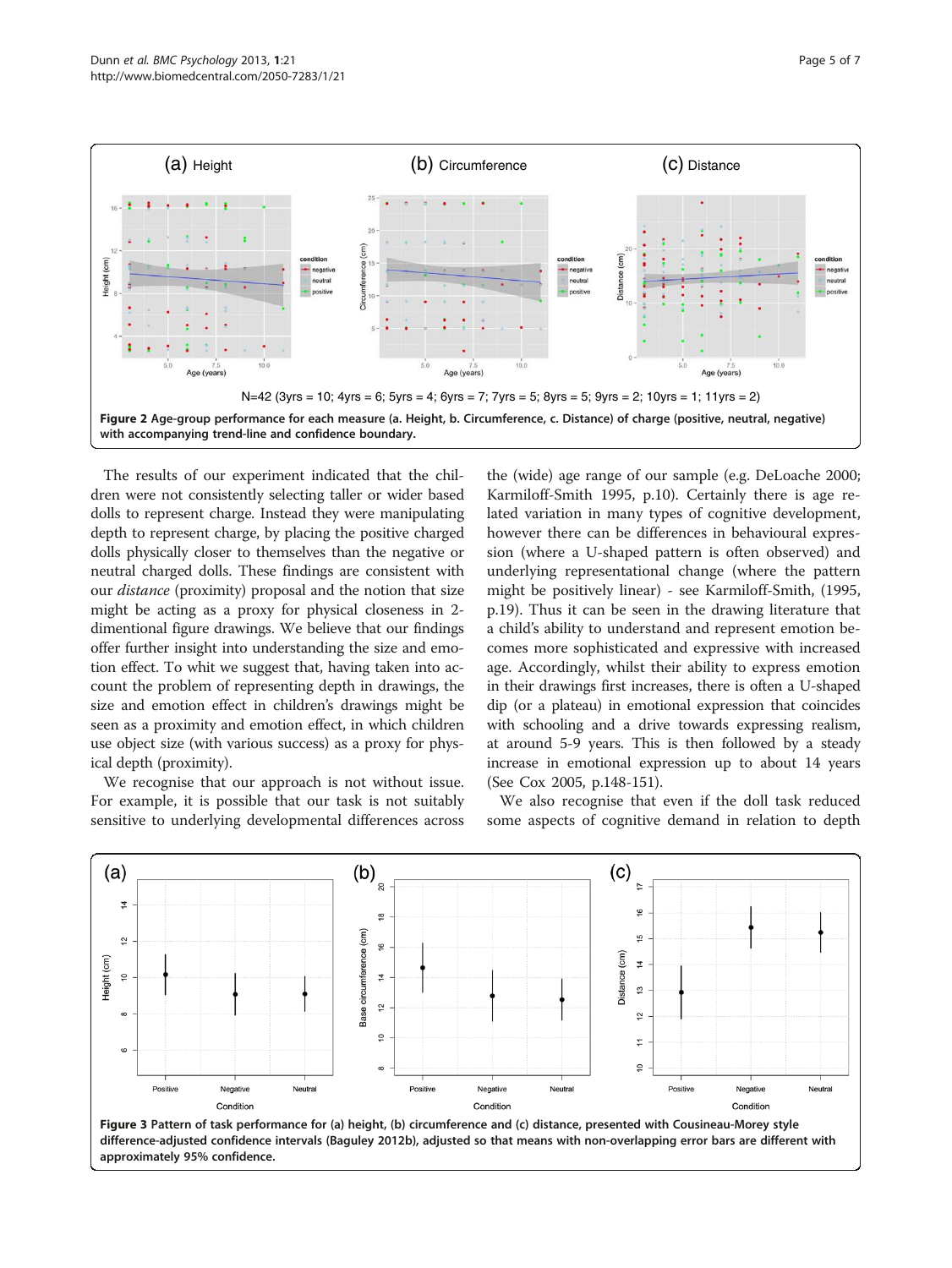(a) Height

(b) Circumference

(c) Distance

N=42 (3yrs = 10; 4yrs = 6; 5yrs = 4; 6yrs = 7; 7yrs = 5; 8yrs = 5; 9yrs = 2; 10yrs = 1; 11yrs = 2)

**Figure 2 Age-group performance for each measure (a. Height, b. Circumference, c. Distance) of charge (positive, neutral, negative) with accompanying trend-line and confidence boundary.**

The results of our experiment indicated that the children were not consistently selecting taller or wider based dolls to represent charge. Instead they were manipulating depth to represent charge, by placing the positive charged dolls physically closer to themselves than the negative or neutral charged dolls. These findings are consistent with our *distance* (proximity) proposal and the notion that size might be acting as a proxy for physical closeness in 2-dimentional figure drawings. We believe that our findings offer further insight into understanding the size and emotion effect. To whit we suggest that, having taken into account the problem of representing depth in drawings, the size and emotion effect in children's drawings might be seen as a proximity and emotion effect, in which children use object size (with various success) as a proxy for physical depth (proximity).

We recognise that our approach is not without issue. For example, it is possible that our task is not suitably sensitive to underlying developmental differences across the (wide) age range of our sample (e.g. DeLoache 2000; Karmiloff-Smith 1995, p.10). Certainly there is age related variation in many types of cognitive development, however there can be differences in behavioural expression (where a U-shaped pattern is often observed) and underlying representational change (where the pattern might be positively linear) - see Karmiloff-Smith, (1995, p.19). Thus it can be seen in the drawing literature that a child's ability to understand and represent emotion becomes more sophisticated and expressive with increased age. Accordingly, whilst their ability to express emotion in their drawings first increases, there is often a U-shaped dip (or a plateau) in emotional expression that coincides with schooling and a drive towards expressing realism, at around 5-9 years. This is then followed by a steady increase in emotional expression up to about 14 years (See Cox 2005, p.148-151).

We also recognise that even if the doll task reduced some aspects of cognitive demand in relation to depth

(a)

(b)

(c)

**Figure 3 Pattern of task performance for (a) height, (b) circumference and (c) distance, presented with Cousineau-Morey style difference-adjusted confidence intervals (Baguley 2012b), adjusted so that means with non-overlapping error bars are different with approximately 95% confidence.**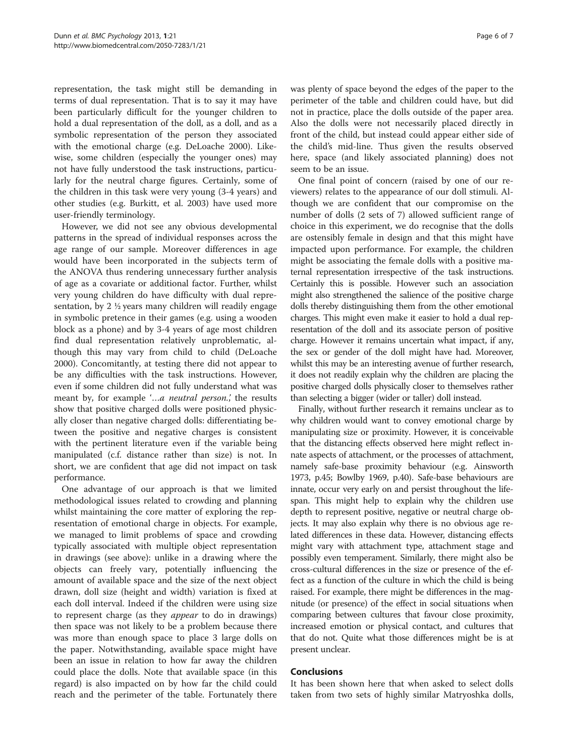representation, the task might still be demanding in terms of dual representation. That is to say it may have been particularly difficult for the younger children to hold a dual representation of the doll, as a doll, and as a symbolic representation of the person they associated with the emotional charge (e.g. DeLoache 2000). Likewise, some children (especially the younger ones) may not have fully understood the task instructions, particularly for the neutral charge figures. Certainly, some of the children in this task were very young (3-4 years) and other studies (e.g. Burkitt, et al. 2003) have used more user-friendly terminology.

However, we did not see any obvious developmental patterns in the spread of individual responses across the age range of our sample. Moreover differences in age would have been incorporated in the subjects term of the ANOVA thus rendering unnecessary further analysis of age as a covariate or additional factor. Further, whilst very young children do have difficulty with dual representation, by 2 ½ years many children will readily engage in symbolic pretence in their games (e.g. using a wooden block as a phone) and by 3-4 years of age most children find dual representation relatively unproblematic, although this may vary from child to child (DeLoache 2000). Concomitantly, at testing there did not appear to be any difficulties with the task instructions. However, even if some children did not fully understand what was meant by, for example '*…a neutral person.*,' the results show that positive charged dolls were positioned physically closer than negative charged dolls: differentiating between the positive and negative charges is consistent with the pertinent literature even if the variable being manipulated (c.f. distance rather than size) is not. In short, we are confident that age did not impact on task performance.

One advantage of our approach is that we limited methodological issues related to crowding and planning whilst maintaining the core matter of exploring the representation of emotional charge in objects. For example, we managed to limit problems of space and crowding typically associated with multiple object representation in drawings (see above): unlike in a drawing where the objects can freely vary, potentially influencing the amount of available space and the size of the next object drawn, doll size (height and width) variation is fixed at each doll interval. Indeed if the children were using size to represent charge (as they *appear* to do in drawings) then space was not likely to be a problem because there was more than enough space to place 3 large dolls on the paper. Notwithstanding, available space might have been an issue in relation to how far away the children could place the dolls. Note that available space (in this regard) is also impacted on by how far the child could reach and the perimeter of the table. Fortunately there was plenty of space beyond the edges of the paper to the perimeter of the table and children could have, but did not in practice, place the dolls outside of the paper area. Also the dolls were not necessarily placed directly in front of the child, but instead could appear either side of the child's mid-line. Thus given the results observed here, space (and likely associated planning) does not seem to be an issue.

One final point of concern (raised by one of our reviewers) relates to the appearance of our doll stimuli. Although we are confident that our compromise on the number of dolls (2 sets of 7) allowed sufficient range of choice in this experiment, we do recognise that the dolls are ostensibly female in design and that this might have impacted upon performance. For example, the children might be associating the female dolls with a positive maternal representation irrespective of the task instructions. Certainly this is possible. However such an association might also strengthened the salience of the positive charge dolls thereby distinguishing them from the other emotional charges. This might even make it easier to hold a dual representation of the doll and its associate person of positive charge. However it remains uncertain what impact, if any, the sex or gender of the doll might have had. Moreover, whilst this may be an interesting avenue of further research, it does not readily explain why the children are placing the positive charged dolls physically closer to themselves rather than selecting a bigger (wider or taller) doll instead.

Finally, without further research it remains unclear as to why children would want to convey emotional charge by manipulating size or proximity. However, it is conceivable that the distancing effects observed here might reflect innate aspects of attachment, or the processes of attachment, namely safe-base proximity behaviour (e.g. Ainsworth 1973, p.45; Bowlby 1969, p.40). Safe-base behaviours are innate, occur very early on and persist throughout the lifespan. This might help to explain why the children use depth to represent positive, negative or neutral charge objects. It may also explain why there is no obvious age related differences in these data. However, distancing effects might vary with attachment type, attachment stage and possibly even temperament. Similarly, there might also be cross-cultural differences in the size or presence of the effect as a function of the culture in which the child is being raised. For example, there might be differences in the magnitude (or presence) of the effect in social situations when comparing between cultures that favour close proximity, increased emotion or physical contact, and cultures that that do not. Quite what those differences might be is at present unclear.

## Conclusions

It has been shown here that when asked to select dolls taken from two sets of highly similar Matryoshka dolls,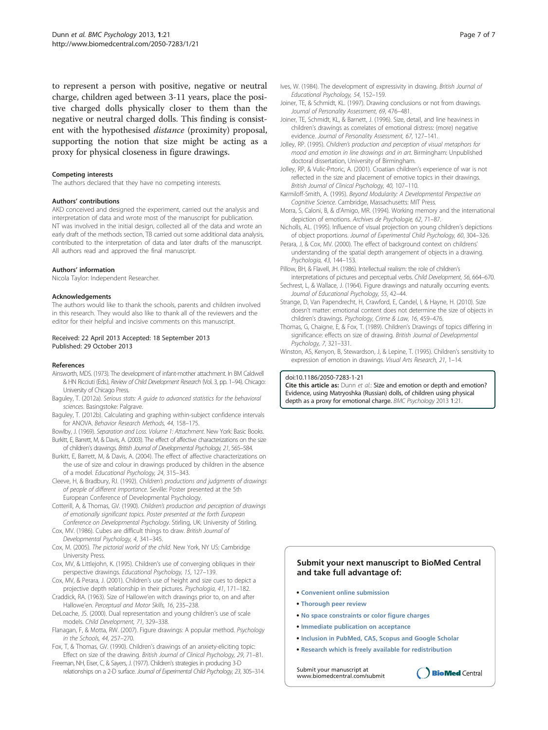to represent a person with positive, negative or neutral charge, children aged between 3-11 years, place the positive charged dolls physically closer to them than the negative or neutral charged dolls. This finding is consistent with the hypothesised *distance* (proximity) proposal, supporting the notion that size might be acting as a proxy for physical closeness in figure drawings.

#### Competing interests

The authors declared that they have no competing interests.

#### Authors' contributions

AKD conceived and designed the experiment, carried out the analysis and interpretation of data and wrote most of the manuscript for publication. NT was involved in the initial design, collected all of the data and wrote an early draft of the methods section, TB carried out some additional data analysis, contributed to the interpretation of data and later drafts of the manuscript. All authors read and approved the final manuscript.

#### Authors' information

Nicola Taylor: Independent Researcher.

#### Acknowledgements

The authors would like to thank the schools, parents and children involved in this research. They would also like to thank all of the reviewers and the editor for their helpful and incisive comments on this manuscript.

Received: 22 April 2013 Accepted: 18 September 2013
Published: 29 October 2013

#### References

- Ainsworth, MDS. (1973). The development of infant-mother attachment. In BM Caldwell & HN Ricciuti (Eds.), *Review of Child Development Research* (Vol. 3, pp. 1–94). Chicago: University of Chicago Press.
- Baguley, T. (2012a). *Serious stats: A guide to advanced statistics for the behavioral sciences*. Basingstoke: Palgrave.
- Baguley, T. (2012b). Calculating and graphing within-subject confidence intervals for ANOVA. *Behavior Research Methods, 44*, 158–175.
- Bowlby, J. (1969). *Separation and Loss. Volume 1: Attachment*. New York: Basic Books.
- Burkitt, E, Barrett, M, & Davis, A. (2003). The effect of affective characterizations on the size of children's drawings. *British Journal of Developmental Psychology, 21*, 565–584.
- Burkitt, E, Barrett, M, & Davis, A. (2004). The effect of affective characterizations on the use of size and colour in drawings produced by children in the absence of a model. *Educational Psychology, 24*, 315–343.
- Cleeve, H, & Bradbury, RJ. (1992). *Children's productions and judgments of drawings of people of different importance*. Seville: Poster presented at the 5th European Conference of Developmental Psychology.
- Cotterill, A, & Thomas, GV. (1990). *Children's production and perception of drawings of emotionally significant topics. Poster presented at the forth European Conference on Developmental Psychology*. Stirling, UK: University of Stirling.
- Cox, MV. (1986). Cubes are difficult things to draw. *British Journal of Developmental Psychology, 4*, 341–345.
- Cox, M. (2005). *The pictorial world of the child*. New York, NY US: Cambridge University Press.
- Cox, MV, & Littlejohn, K. (1995). Children's use of converging obliques in their perspective drawings. *Educational Psychology, 15*, 127–139.
- Cox, MV, & Perara, J. (2001). Children's use of height and size cues to depict a projective depth relationship in their pictures. *Psychologia, 41*, 171–182.
- Craddick, RA. (1963). Size of Hallowe'en witch drawings prior to, on and after Hallowe'en. *Perceptual and Motor Skills, 16*, 235–238.
- DeLoache, JS. (2000). Dual representation and young children's use of scale models. *Child Development, 71*, 329–338.
- Flanagan, F, & Motta, RW. (2007). Figure drawings: A popular method. *Psychology in the Schools, 44*, 257–270.
- Fox, T, & Thomas, GV. (1990). Children's drawings of an anxiety-eliciting topic: Effect on size of the drawing. *British Journal of Clinical Psychology, 29*, 71–81.
- Freeman, NH, Eiser, C, & Sayers, J. (1977). Children's strategies in producing 3-D relationships on a 2-D surface. *Journal of Experimental Child Psychology, 23*, 305–314.
- Ives, W. (1984). The development of expressivity in drawing. *British Journal of Educational Psychology, 54*, 152–159.
- Joiner, TE, & Schmidt, KL. (1997). Drawing conclusions or not from drawings. *Journal of Personality Assessment, 69*, 476–481.
- Joiner, TE, Schmidt, KL, & Barnett, J. (1996). Size, detail, and line heaviness in children's drawings as correlates of emotional distress: (more) negative evidence. *Journal of Personality Assessment, 67*, 127–141.
- Jolley, RP. (1995). *Children's production and perception of visual metaphors for mood and emotion in line drawings and in art*. Birmingham: Unpublished doctoral dissertation, University of Birmingham.
- Jolley, RP, & Vulic-Prtoric, A. (2001). Croatian children's experience of war is not reflected in the size and placement of emotive topics in their drawings. *British Journal of Clinical Psychology, 40*, 107–110.
- Karmiloff-Smith, A. (1995). *Beyond Modularity: A Developmental Perspective on Cognitive Science*. Cambridge, Massachusetts: MIT Press.
- Morra, S, Caloni, B, & d'Amigo, MR. (1994). Working memory and the international depiction of emotions. *Archives de Psychologie, 62*, 71–87.
- Nicholls, AL. (1995). Influence of visual projection on young children's depictions of object proportions. *Journal of Experimental Child Psychology, 60*, 304–326.
- Perara, J, & Cox, MV. (2000). The effect of background context on childrens' understanding of the spatial depth arrangement of objects in a drawing. *Psychologia, 43*, 144–153.
- Pillow, BH, & Flavell, JH. (1986). Intellectual realism: the role of children's interpretations of pictures and perceptual verbs. *Child Development, 56*, 664–670.
- Sechrest, L, & Wallace, J. (1964). Figure drawings and naturally occurring events. *Journal of Educational Psychology, 55*, 42–44.
- Strange, D, Van Papendrecht, H, Crawford, E, Candel, I, & Hayne, H. (2010). Size doesn't matter: emotional content does not determine the size of objects in children's drawings. *Psychology, Crime & Law, 16*, 459–476.
- Thomas, G, Chaigne, E, & Fox, T. (1989). Children's Drawings of topics differing in significance: effects on size of drawing. *British Journal of Developmental Psychology, 7*, 321–331.
- Winston, AS, Kenyon, B, Stewardson, J, & Lepine, T. (1995). Children's sensitivity to expression of emotion in drawings. *Visual Arts Research, 21*, 1–14.

doi:10.1186/2050-7283-1-21
**Cite this article as:** Dunn *et al.*: Size and emotion or depth and emotion? Evidence, using Matryoshka (Russian) dolls, of children using physical depth as a proxy for emotional charge. *BMC Psychology* 2013 **1**:21.

**Submit your next manuscript to BioMed Central and take full advantage of:**

- **Convenient online submission**
- **Thorough peer review**
- **No space constraints or color figure charges**
- **Immediate publication on acceptance**
- **Inclusion in PubMed, CAS, Scopus and Google Scholar**
- **Research which is freely available for redistribution**

Submit your manuscript at
www.biomedcentral.com/submit

BioMed Central